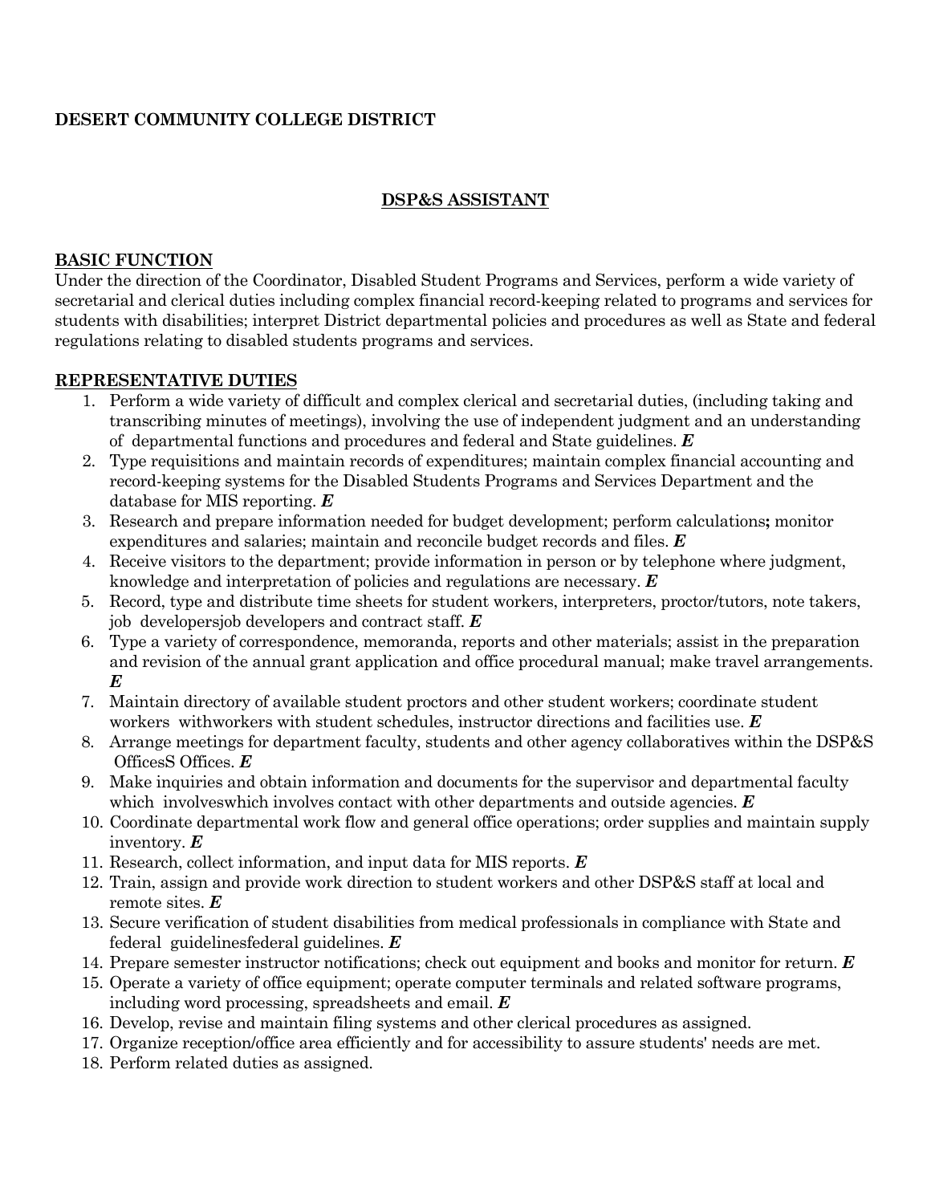**DESERT COMMUNITY COLLEGE DISTRICT**

## DSP&S ASSISTANT

### BASIC FUNCTION

Under the direction of the Coordinator, Disabled Student Programs and Services, perform a wide variety of secretarial and clerical duties including complex financial record-keeping related to programs and services for students with disabilities; interpret District departmental policies and procedures as well as State and federal regulations relating to disabled students programs and services.

### REPRESENTATIVE DUTIES

1. Perform a wide variety of difficult and complex clerical and secretarial duties, (including taking and transcribing minutes of meetings), involving the use of independent judgment and an understanding of departmental functions and procedures and federal and State guidelines. ***E***
2. Type requisitions and maintain records of expenditures; maintain complex financial accounting and record-keeping systems for the Disabled Students Programs and Services Department and the database for MIS reporting. ***E***
3. Research and prepare information needed for budget development; perform calculations**;** monitor expenditures and salaries; maintain and reconcile budget records and files. ***E***
4. Receive visitors to the department; provide information in person or by telephone where judgment, knowledge and interpretation of policies and regulations are necessary. ***E***
5. Record, type and distribute time sheets for student workers, interpreters, proctor/tutors, note takers, job developersjob developers and contract staff. ***E***
6. Type a variety of correspondence, memoranda, reports and other materials; assist in the preparation and revision of the annual grant application and office procedural manual; make travel arrangements. ***E***
7. Maintain directory of available student proctors and other student workers; coordinate student workers withworkers with student schedules, instructor directions and facilities use. ***E***
8. Arrange meetings for department faculty, students and other agency collaboratives within the DSP&S OfficesS Offices. ***E***
9. Make inquiries and obtain information and documents for the supervisor and departmental faculty which involveswhich involves contact with other departments and outside agencies. ***E***
10. Coordinate departmental work flow and general office operations; order supplies and maintain supply inventory. ***E***
11. Research, collect information, and input data for MIS reports. ***E***
12. Train, assign and provide work direction to student workers and other DSP&S staff at local and remote sites. ***E***
13. Secure verification of student disabilities from medical professionals in compliance with State and federal guidelinesfederal guidelines. ***E***
14. Prepare semester instructor notifications; check out equipment and books and monitor for return. ***E***
15. Operate a variety of office equipment; operate computer terminals and related software programs, including word processing, spreadsheets and email. ***E***
16. Develop, revise and maintain filing systems and other clerical procedures as assigned.
17. Organize reception/office area efficiently and for accessibility to assure students' needs are met.
18. Perform related duties as assigned.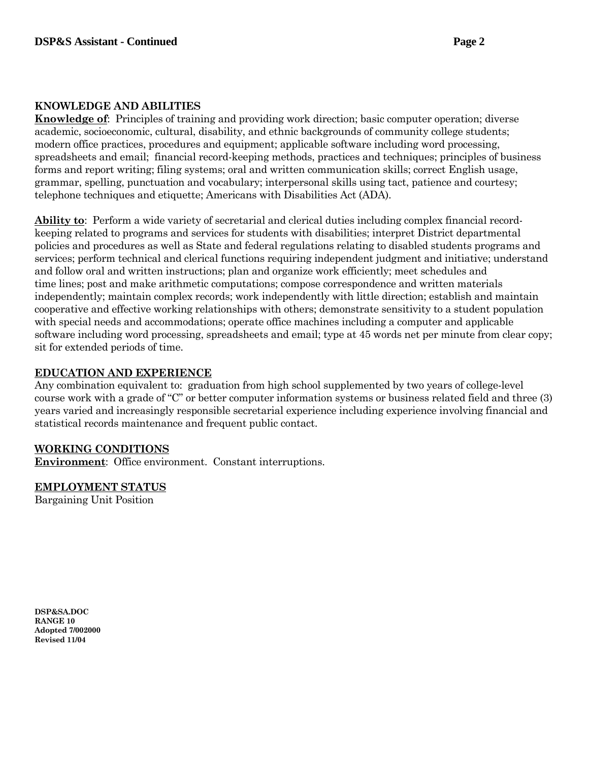## KNOWLEDGE AND ABILITIES

**Knowledge of**: Principles of training and providing work direction; basic computer operation; diverse academic, socioeconomic, cultural, disability, and ethnic backgrounds of community college students; modern office practices, procedures and equipment; applicable software including word processing, spreadsheets and email; financial record-keeping methods, practices and techniques; principles of business forms and report writing; filing systems; oral and written communication skills; correct English usage, grammar, spelling, punctuation and vocabulary; interpersonal skills using tact, patience and courtesy; telephone techniques and etiquette; Americans with Disabilities Act (ADA).

**Ability to**: Perform a wide variety of secretarial and clerical duties including complex financial record-keeping related to programs and services for students with disabilities; interpret District departmental policies and procedures as well as State and federal regulations relating to disabled students programs and services; perform technical and clerical functions requiring independent judgment and initiative; understand and follow oral and written instructions; plan and organize work efficiently; meet schedules and time lines; post and make arithmetic computations; compose correspondence and written materials independently; maintain complex records; work independently with little direction; establish and maintain cooperative and effective working relationships with others; demonstrate sensitivity to a student population with special needs and accommodations; operate office machines including a computer and applicable software including word processing, spreadsheets and email; type at 45 words net per minute from clear copy; sit for extended periods of time.

## EDUCATION AND EXPERIENCE

Any combination equivalent to: graduation from high school supplemented by two years of college-level course work with a grade of "C" or better computer information systems or business related field and three (3) years varied and increasingly responsible secretarial experience including experience involving financial and statistical records maintenance and frequent public contact.

## WORKING CONDITIONS

**Environment**: Office environment. Constant interruptions.

## EMPLOYMENT STATUS

Bargaining Unit Position

**DSP&SA.DOC**
**RANGE 10**
**Adopted 7/002000**
**Revised 11/04**